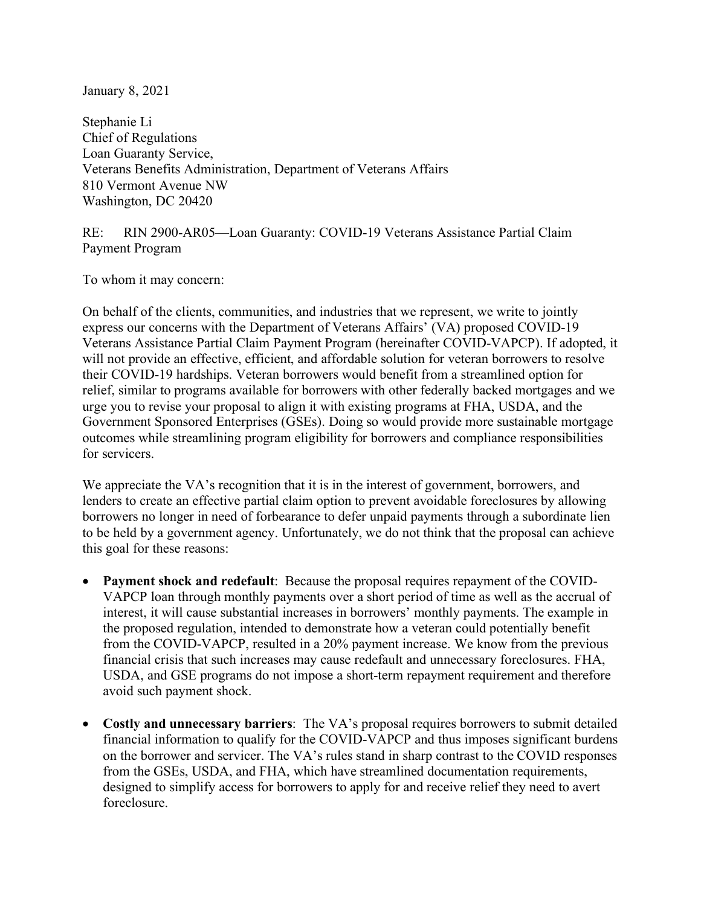January 8, 2021

Stephanie Li
Chief of Regulations
Loan Guaranty Service,
Veterans Benefits Administration, Department of Veterans Affairs
810 Vermont Avenue NW
Washington, DC 20420

RE: RIN 2900-AR05—Loan Guaranty: COVID-19 Veterans Assistance Partial Claim Payment Program

To whom it may concern:

On behalf of the clients, communities, and industries that we represent, we write to jointly express our concerns with the Department of Veterans Affairs' (VA) proposed COVID-19 Veterans Assistance Partial Claim Payment Program (hereinafter COVID-VAPCP). If adopted, it will not provide an effective, efficient, and affordable solution for veteran borrowers to resolve their COVID-19 hardships. Veteran borrowers would benefit from a streamlined option for relief, similar to programs available for borrowers with other federally backed mortgages and we urge you to revise your proposal to align it with existing programs at FHA, USDA, and the Government Sponsored Enterprises (GSEs). Doing so would provide more sustainable mortgage outcomes while streamlining program eligibility for borrowers and compliance responsibilities for servicers.

We appreciate the VA's recognition that it is in the interest of government, borrowers, and lenders to create an effective partial claim option to prevent avoidable foreclosures by allowing borrowers no longer in need of forbearance to defer unpaid payments through a subordinate lien to be held by a government agency. Unfortunately, we do not think that the proposal can achieve this goal for these reasons:

- **Payment shock and redefault**: Because the proposal requires repayment of the COVID-VAPCP loan through monthly payments over a short period of time as well as the accrual of interest, it will cause substantial increases in borrowers' monthly payments. The example in the proposed regulation, intended to demonstrate how a veteran could potentially benefit from the COVID-VAPCP, resulted in a 20% payment increase. We know from the previous financial crisis that such increases may cause redefault and unnecessary foreclosures. FHA, USDA, and GSE programs do not impose a short-term repayment requirement and therefore avoid such payment shock.
- **Costly and unnecessary barriers**: The VA's proposal requires borrowers to submit detailed financial information to qualify for the COVID-VAPCP and thus imposes significant burdens on the borrower and servicer. The VA's rules stand in sharp contrast to the COVID responses from the GSEs, USDA, and FHA, which have streamlined documentation requirements, designed to simplify access for borrowers to apply for and receive relief they need to avert foreclosure.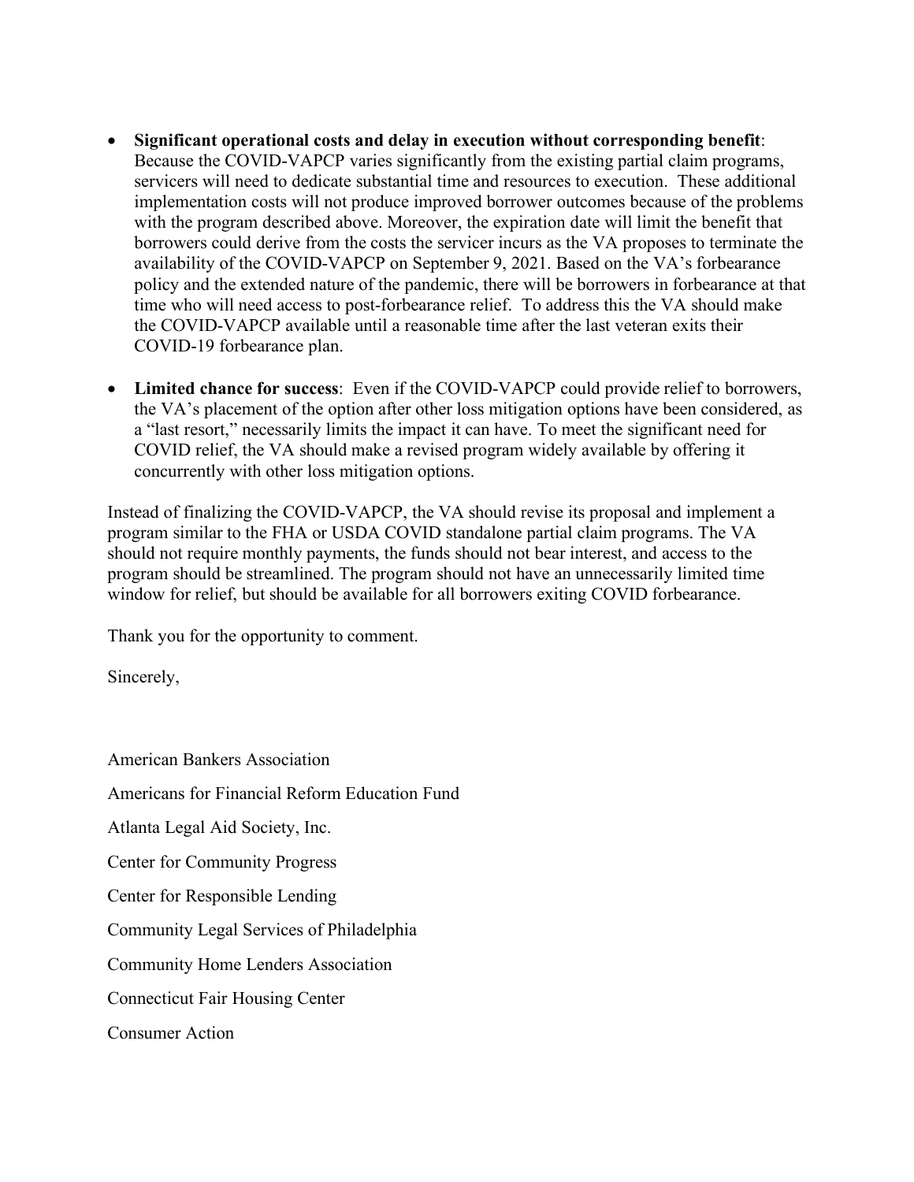- **Significant operational costs and delay in execution without corresponding benefit**: Because the COVID-VAPCP varies significantly from the existing partial claim programs, servicers will need to dedicate substantial time and resources to execution. These additional implementation costs will not produce improved borrower outcomes because of the problems with the program described above. Moreover, the expiration date will limit the benefit that borrowers could derive from the costs the servicer incurs as the VA proposes to terminate the availability of the COVID-VAPCP on September 9, 2021. Based on the VA's forbearance policy and the extended nature of the pandemic, there will be borrowers in forbearance at that time who will need access to post-forbearance relief. To address this the VA should make the COVID-VAPCP available until a reasonable time after the last veteran exits their COVID-19 forbearance plan.

- **Limited chance for success**: Even if the COVID-VAPCP could provide relief to borrowers, the VA's placement of the option after other loss mitigation options have been considered, as a "last resort," necessarily limits the impact it can have. To meet the significant need for COVID relief, the VA should make a revised program widely available by offering it concurrently with other loss mitigation options.

Instead of finalizing the COVID-VAPCP, the VA should revise its proposal and implement a program similar to the FHA or USDA COVID standalone partial claim programs. The VA should not require monthly payments, the funds should not bear interest, and access to the program should be streamlined. The program should not have an unnecessarily limited time window for relief, but should be available for all borrowers exiting COVID forbearance.

Thank you for the opportunity to comment.

Sincerely,

American Bankers Association

Americans for Financial Reform Education Fund

Atlanta Legal Aid Society, Inc.

Center for Community Progress

Center for Responsible Lending

Community Legal Services of Philadelphia

Community Home Lenders Association

Connecticut Fair Housing Center

Consumer Action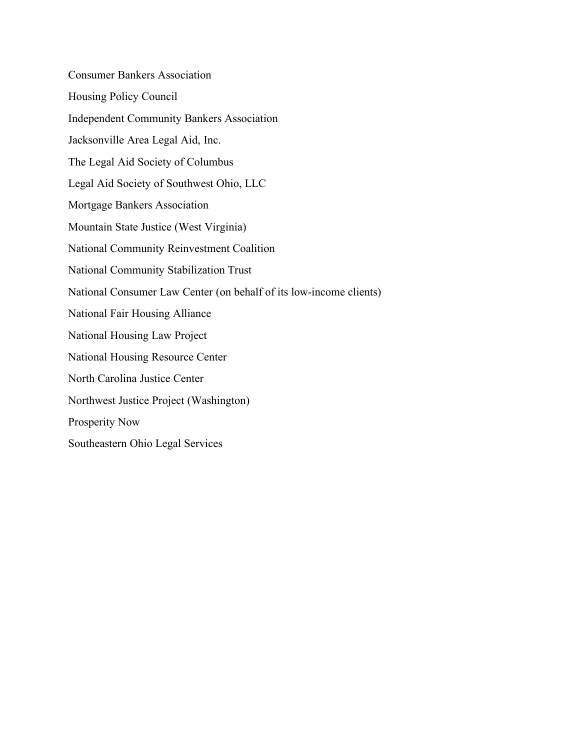Consumer Bankers Association

Housing Policy Council

Independent Community Bankers Association

Jacksonville Area Legal Aid, Inc.

The Legal Aid Society of Columbus

Legal Aid Society of Southwest Ohio, LLC

Mortgage Bankers Association

Mountain State Justice (West Virginia)

National Community Reinvestment Coalition

National Community Stabilization Trust

National Consumer Law Center (on behalf of its low-income clients)

National Fair Housing Alliance

National Housing Law Project

National Housing Resource Center

North Carolina Justice Center

Northwest Justice Project (Washington)

Prosperity Now

Southeastern Ohio Legal Services